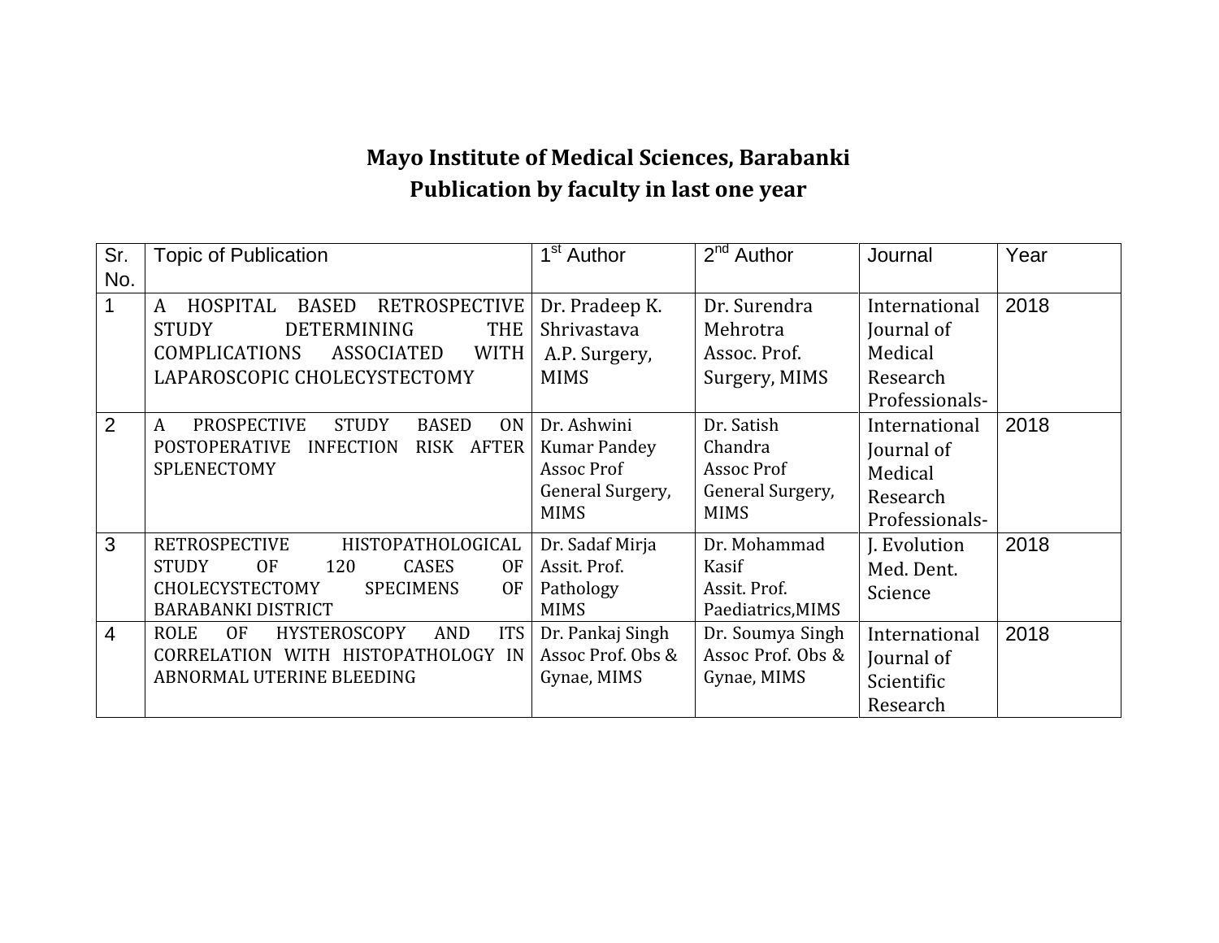# Mayo Institute of Medical Sciences, Barabanki

## Publication by faculty in last one year

| Sr. No. | Topic of Publication | 1st Author | 2nd Author | Journal | Year |
|---|---|---|---|---|---|
| 1 | A HOSPITAL BASED RETROSPECTIVE STUDY DETERMINING THE COMPLICATIONS ASSOCIATED WITH LAPAROSCOPIC CHOLECYSTECTOMY | Dr. Pradeep K. Shrivastava A.P. Surgery, MIMS | Dr. Surendra Mehrotra Assoc. Prof. Surgery, MIMS | International Journal of Medical Research Professionals- | 2018 |
| 2 | A PROSPECTIVE STUDY BASED ON POSTOPERATIVE INFECTION RISK AFTER SPLENECTOMY | Dr. Ashwini Kumar Pandey Assoc Prof General Surgery, MIMS | Dr. Satish Chandra Assoc Prof General Surgery, MIMS | International Journal of Medical Research Professionals- | 2018 |
| 3 | RETROSPECTIVE HISTOPATHOLOGICAL STUDY OF 120 CASES OF CHOLECYSTECTOMY SPECIMENS OF BARABANKI DISTRICT | Dr. Sadaf Mirja Assit. Prof. Pathology MIMS | Dr. Mohammad Kasif Assit. Prof. Paediatrics,MIMS | J. Evolution Med. Dent. Science | 2018 |
| 4 | ROLE OF HYSTEROSCOPY AND ITS CORRELATION WITH HISTOPATHOLOGY IN ABNORMAL UTERINE BLEEDING | Dr. Pankaj Singh Assoc Prof. Obs & Gynae, MIMS | Dr. Soumya Singh Assoc Prof. Obs & Gynae, MIMS | International Journal of Scientific Research | 2018 |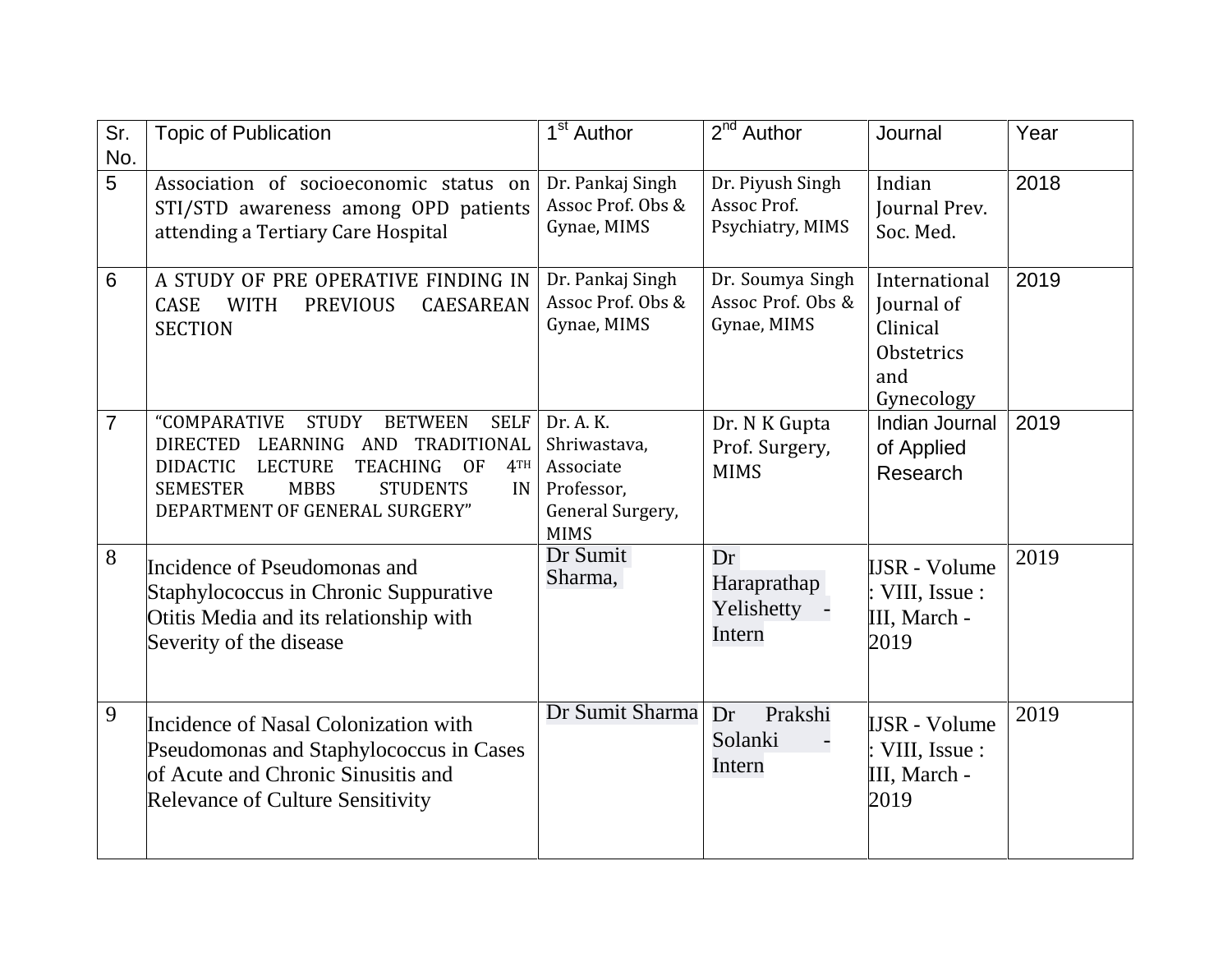| Sr. No. | Topic of Publication | 1st Author | 2nd Author | Journal | Year |
|---|---|---|---|---|---|
| 5 | Association of socioeconomic status on STI/STD awareness among OPD patients attending a Tertiary Care Hospital | Dr. Pankaj Singh Assoc Prof. Obs & Gynae, MIMS | Dr. Piyush Singh Assoc Prof. Psychiatry, MIMS | Indian Journal Prev. Soc. Med. | 2018 |
| 6 | A STUDY OF PRE OPERATIVE FINDING IN CASE WITH PREVIOUS CAESAREAN SECTION | Dr. Pankaj Singh Assoc Prof. Obs & Gynae, MIMS | Dr. Soumya Singh Assoc Prof. Obs & Gynae, MIMS | International Journal of Clinical Obstetrics and Gynecology | 2019 |
| 7 | "COMPARATIVE STUDY BETWEEN SELF DIRECTED LEARNING AND TRADITIONAL DIDACTIC LECTURE TEACHING OF 4TH SEMESTER MBBS STUDENTS IN DEPARTMENT OF GENERAL SURGERY" | Dr. A. K. Shriwastava, Associate Professor, General Surgery, MIMS | Dr. N K Gupta Prof. Surgery, MIMS | Indian Journal of Applied Research | 2019 |
| 8 | Incidence of Pseudomonas and Staphylococcus in Chronic Suppurative Otitis Media and its relationship with Severity of the disease | Dr Sumit Sharma, | Dr Haraprathap Yelishetty - Intern | IJSR - Volume : VIII, Issue : III, March - 2019 | 2019 |
| 9 | Incidence of Nasal Colonization with Pseudomonas and Staphylococcus in Cases of Acute and Chronic Sinusitis and Relevance of Culture Sensitivity | Dr Sumit Sharma | Dr Prakshi Solanki - Intern | IJSR - Volume : VIII, Issue : III, March - 2019 | 2019 |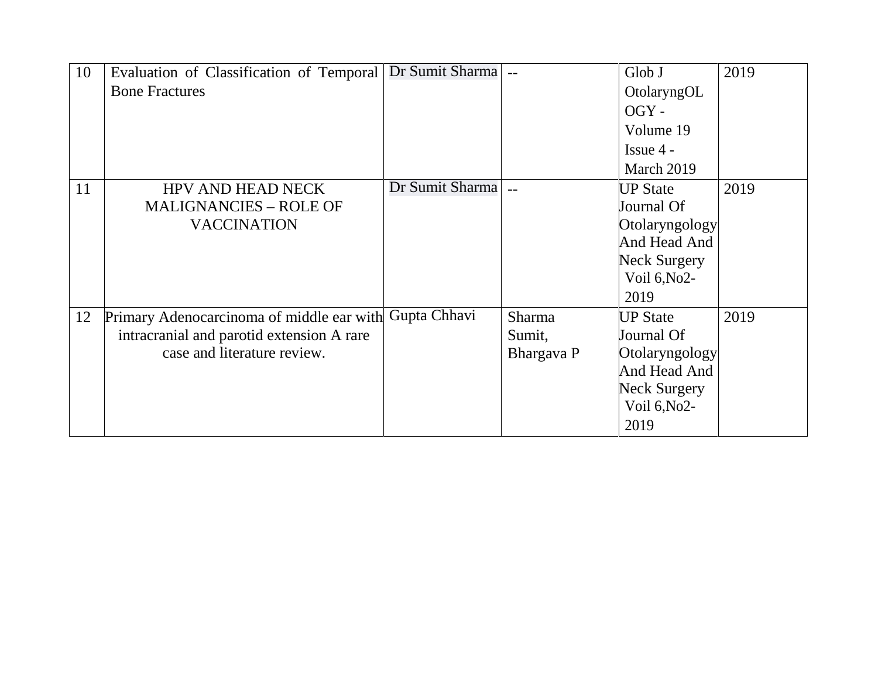| | | | | | |
|---|---|---|---|---|---|
| 10 | Evaluation of Classification of Temporal Bone Fractures | Dr Sumit Sharma | -- | Glob J OtolaryngOLOGY - Volume 19 Issue 4 - March 2019 | 2019 |
| 11 | HPV AND HEAD NECK MALIGNANCIES – ROLE OF VACCINATION | Dr Sumit Sharma | -- | UP State Journal Of Otolaryngology And Head And Neck Surgery Voil 6,No2-2019 | 2019 |
| 12 | Primary Adenocarcinoma of middle ear with intracranial and parotid extension A rare case and literature review. | Gupta Chhavi | Sharma Sumit, Bhargava P | UP State Journal Of Otolaryngology And Head And Neck Surgery Voil 6,No2-2019 | 2019 |